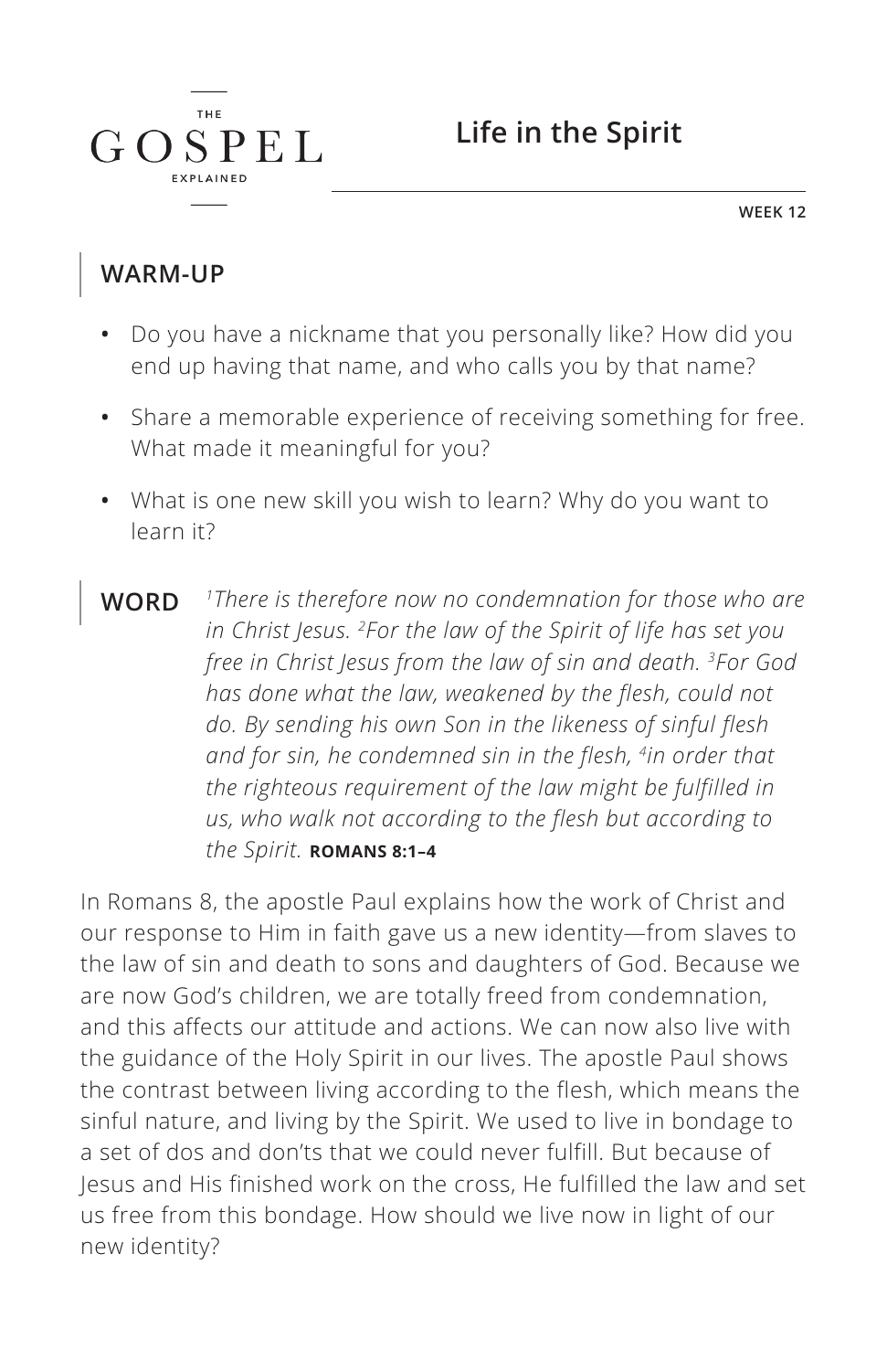THE GOSPEL EXPLAINED

# Life in the Spirit

WEEK 12

## WARM-UP

- Do you have a nickname that you personally like? How did you end up having that name, and who calls you by that name?
- Share a memorable experience of receiving something for free. What made it meaningful for you?
- What is one new skill you wish to learn? Why do you want to learn it?

## WORD

*[1]There is therefore now no condemnation for those who are in Christ Jesus. [2]For the law of the Spirit of life has set you free in Christ Jesus from the law of sin and death. [3]For God has done what the law, weakened by the flesh, could not do. By sending his own Son in the likeness of sinful flesh and for sin, he condemned sin in the flesh, [4]in order that the righteous requirement of the law might be fulfilled in us, who walk not according to the flesh but according to the Spirit.* **ROMANS 8:1–4**

In Romans 8, the apostle Paul explains how the work of Christ and our response to Him in faith gave us a new identity—from slaves to the law of sin and death to sons and daughters of God. Because we are now God's children, we are totally freed from condemnation, and this affects our attitude and actions. We can now also live with the guidance of the Holy Spirit in our lives. The apostle Paul shows the contrast between living according to the flesh, which means the sinful nature, and living by the Spirit. We used to live in bondage to a set of dos and don'ts that we could never fulfill. But because of Jesus and His finished work on the cross, He fulfilled the law and set us free from this bondage. How should we live now in light of our new identity?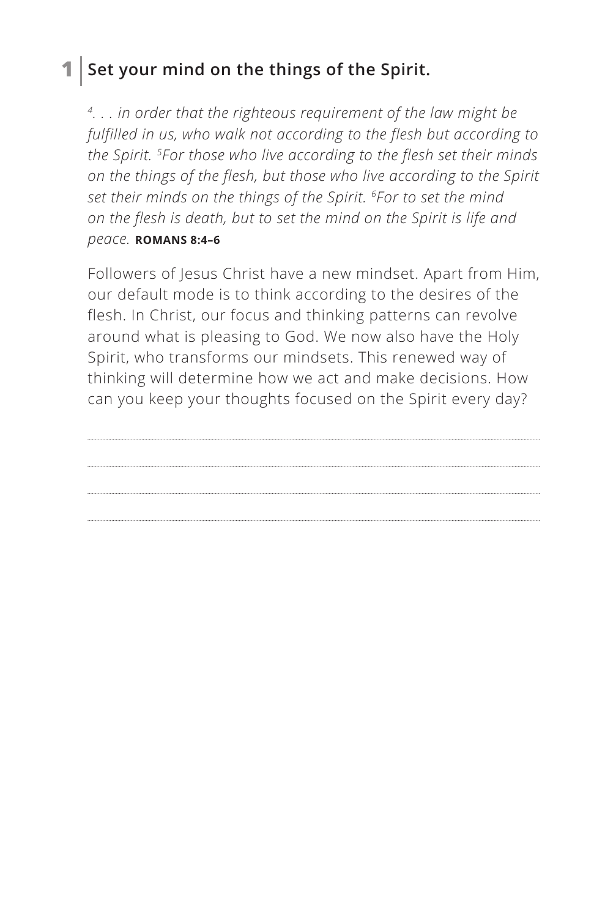## 1 | Set your mind on the things of the Spirit.

*[4]. . . in order that the righteous requirement of the law might be fulfilled in us, who walk not according to the flesh but according to the Spirit. [5]For those who live according to the flesh set their minds on the things of the flesh, but those who live according to the Spirit set their minds on the things of the Spirit. [6]For to set the mind on the flesh is death, but to set the mind on the Spirit is life and peace.* **ROMANS 8:4–6**

Followers of Jesus Christ have a new mindset. Apart from Him, our default mode is to think according to the desires of the flesh. In Christ, our focus and thinking patterns can revolve around what is pleasing to God. We now also have the Holy Spirit, who transforms our mindsets. This renewed way of thinking will determine how we act and make decisions. How can you keep your thoughts focused on the Spirit every day?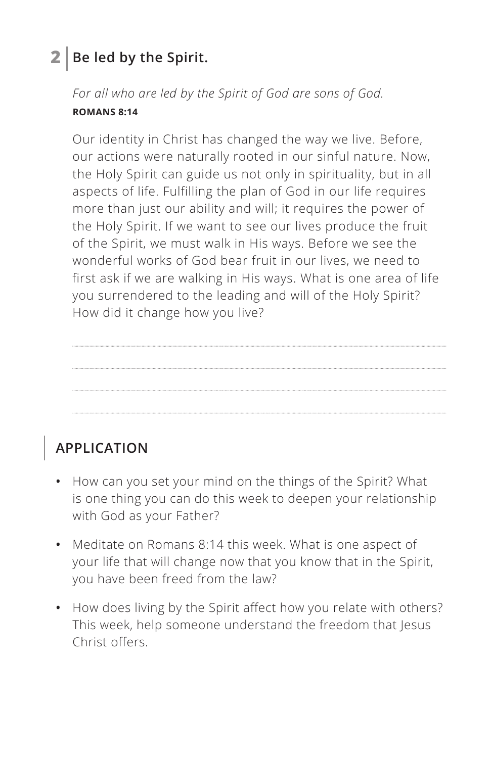## 2 | Be led by the Spirit.

*For all who are led by the Spirit of God are sons of God.*
**ROMANS 8:14**

Our identity in Christ has changed the way we live. Before, our actions were naturally rooted in our sinful nature. Now, the Holy Spirit can guide us not only in spirituality, but in all aspects of life. Fulfilling the plan of God in our life requires more than just our ability and will; it requires the power of the Holy Spirit. If we want to see our lives produce the fruit of the Spirit, we must walk in His ways. Before we see the wonderful works of God bear fruit in our lives, we need to first ask if we are walking in His ways. What is one area of life you surrendered to the leading and will of the Holy Spirit? How did it change how you live?

## APPLICATION

- How can you set your mind on the things of the Spirit? What is one thing you can do this week to deepen your relationship with God as your Father?
- Meditate on Romans 8:14 this week. What is one aspect of your life that will change now that you know that in the Spirit, you have been freed from the law?
- How does living by the Spirit affect how you relate with others? This week, help someone understand the freedom that Jesus Christ offers.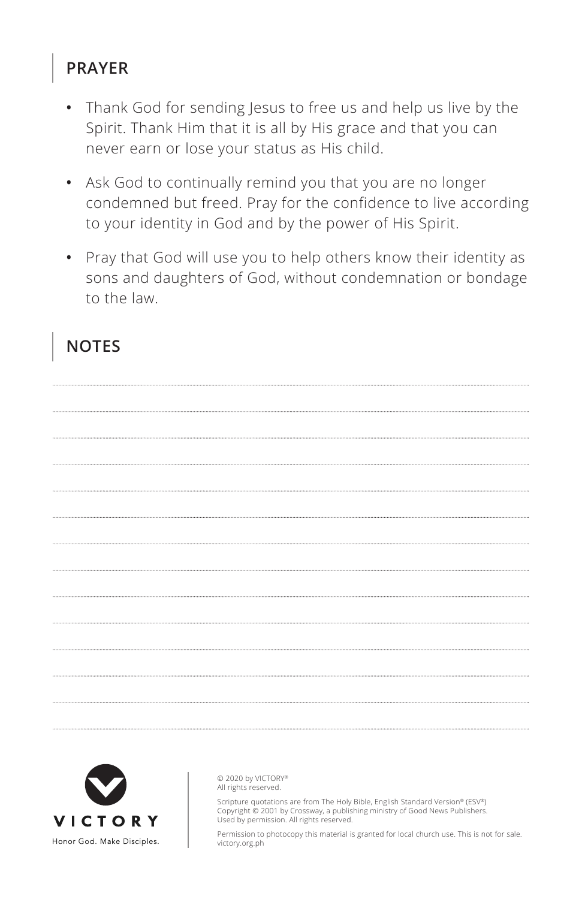## PRAYER

- Thank God for sending Jesus to free us and help us live by the Spirit. Thank Him that it is all by His grace and that you can never earn or lose your status as His child.
- Ask God to continually remind you that you are no longer condemned but freed. Pray for the confidence to live according to your identity in God and by the power of His Spirit.
- Pray that God will use you to help others know their identity as sons and daughters of God, without condemnation or bondage to the law.

## NOTES

VICTORY

Honor God. Make Disciples.

© 2020 by VICTORY®
All rights reserved.

Scripture quotations are from The Holy Bible, English Standard Version® (ESV®) Copyright © 2001 by Crossway, a publishing ministry of Good News Publishers. Used by permission. All rights reserved.

Permission to photocopy this material is granted for local church use. This is not for sale.
victory.org.ph